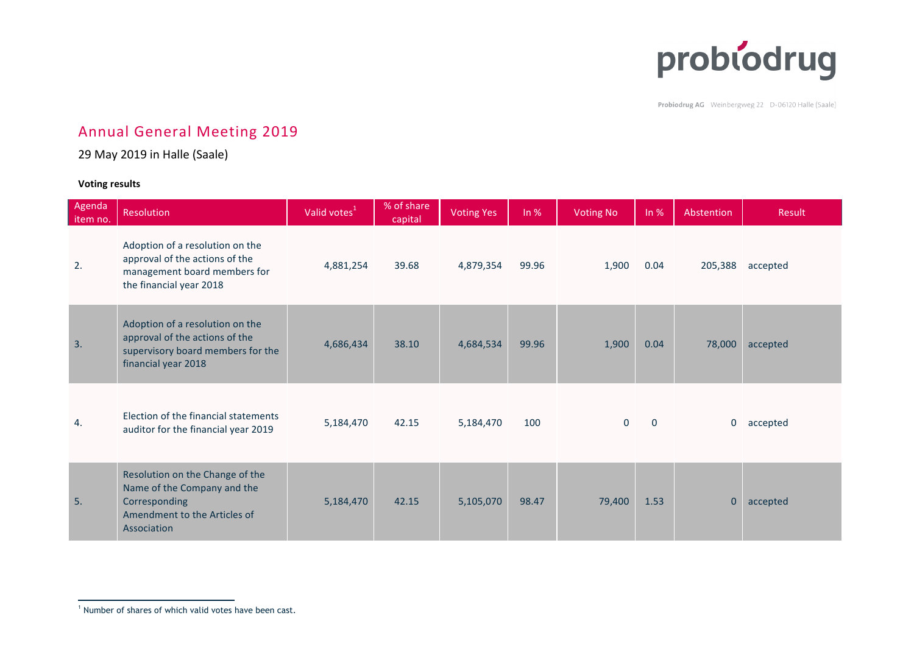Probiodrug AG Weinbergweg 22 D-06120 Halle (Saale)

# Annual General Meeting 2019

29 May 2019 in Halle (Saale)

**Voting results**

| Agenda item no. | Resolution | Valid votes[1] | % of share capital | Voting Yes | In % | Voting No | In % | Abstention | Result |
|---|---|---|---|---|---|---|---|---|---|
| 2. | Adoption of a resolution on the approval of the actions of the management board members for the financial year 2018 | 4,881,254 | 39.68 | 4,879,354 | 99.96 | 1,900 | 0.04 | 205,388 | accepted |
| 3. | Adoption of a resolution on the approval of the actions of the supervisory board members for the financial year 2018 | 4,686,434 | 38.10 | 4,684,534 | 99.96 | 1,900 | 0.04 | 78,000 | accepted |
| 4. | Election of the financial statements auditor for the financial year 2019 | 5,184,470 | 42.15 | 5,184,470 | 100 | 0 | 0 | 0 | accepted |
| 5. | Resolution on the Change of the Name of the Company and the Corresponding Amendment to the Articles of Association | 5,184,470 | 42.15 | 5,105,070 | 98.47 | 79,400 | 1.53 | 0 | accepted |

[1] Number of shares of which valid votes have been cast.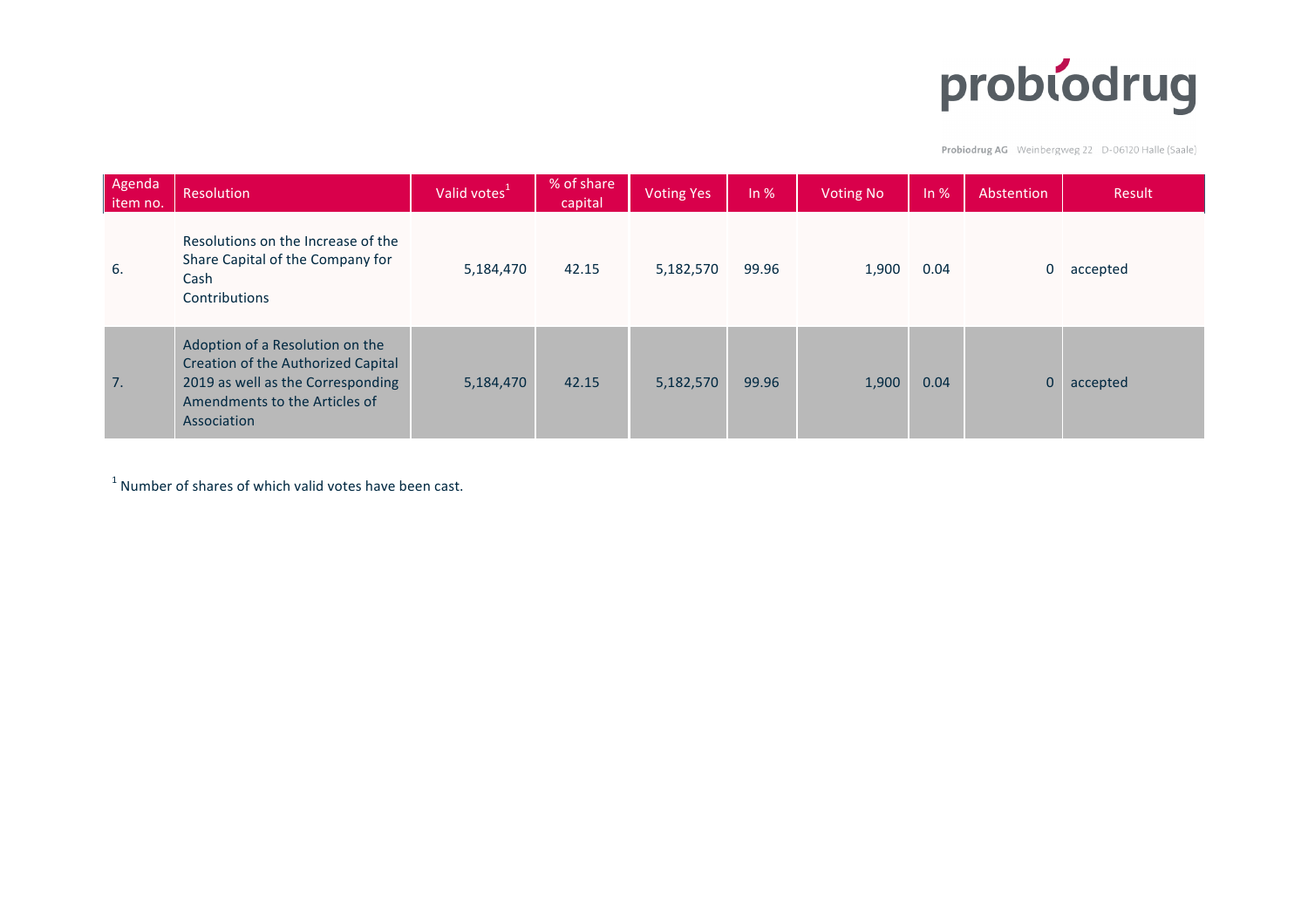Probiodrug AG Weinbergweg 22 D-06120 Halle (Saale)

| Agenda item no. | Resolution | Valid votes[1] | % of share capital | Voting Yes | In % | Voting No | In % | Abstention | Result |
|---|---|---|---|---|---|---|---|---|---|
| 6. | Resolutions on the Increase of the Share Capital of the Company for Cash Contributions | 5,184,470 | 42.15 | 5,182,570 | 99.96 | 1,900 | 0.04 | 0 | accepted |
| 7. | Adoption of a Resolution on the Creation of the Authorized Capital 2019 as well as the Corresponding Amendments to the Articles of Association | 5,184,470 | 42.15 | 5,182,570 | 99.96 | 1,900 | 0.04 | 0 | accepted |

[1] Number of shares of which valid votes have been cast.